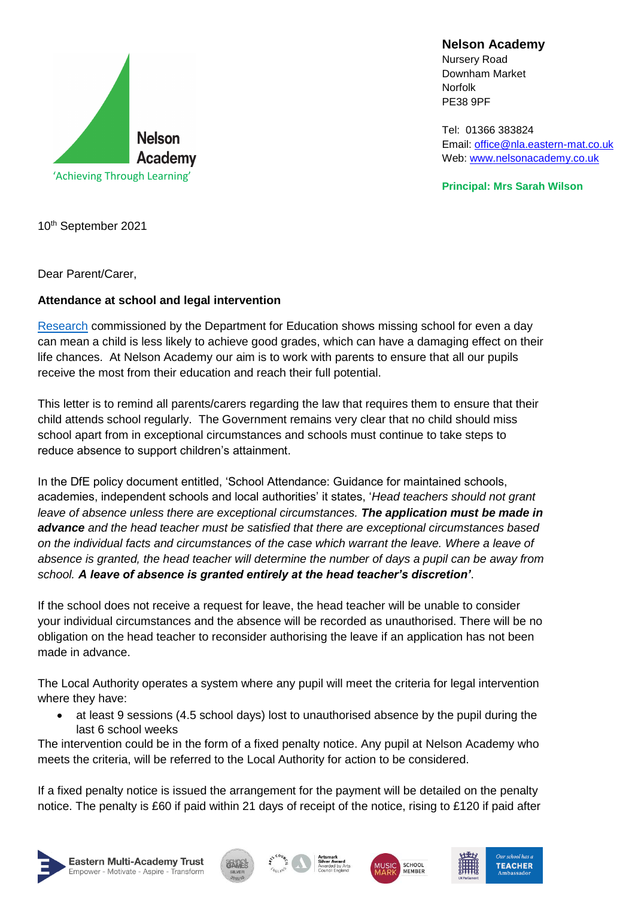Nelson Academy
'Achieving Through Learning'

**Nelson Academy**
Nursery Road
Downham Market
Norfolk
PE38 9PF

Tel: 01366 383824
Email: office@nla.eastern-mat.co.uk
Web: www.nelsonacademy.co.uk

**Principal: Mrs Sarah Wilson**

10th September 2021

Dear Parent/Carer,

**Attendance at school and legal intervention**

Research commissioned by the Department for Education shows missing school for even a day can mean a child is less likely to achieve good grades, which can have a damaging effect on their life chances. At Nelson Academy our aim is to work with parents to ensure that all our pupils receive the most from their education and reach their full potential.

This letter is to remind all parents/carers regarding the law that requires them to ensure that their child attends school regularly. The Government remains very clear that no child should miss school apart from in exceptional circumstances and schools must continue to take steps to reduce absence to support children's attainment.

In the DfE policy document entitled, 'School Attendance: Guidance for maintained schools, academies, independent schools and local authorities' it states, '*Head teachers should not grant leave of absence unless there are exceptional circumstances. **The application must be made in advance** and the head teacher must be satisfied that there are exceptional circumstances based on the individual facts and circumstances of the case which warrant the leave. Where a leave of absence is granted, the head teacher will determine the number of days a pupil can be away from school. **A leave of absence is granted entirely at the head teacher's discretion'***.

If the school does not receive a request for leave, the head teacher will be unable to consider your individual circumstances and the absence will be recorded as unauthorised. There will be no obligation on the head teacher to reconsider authorising the leave if an application has not been made in advance.

The Local Authority operates a system where any pupil will meet the criteria for legal intervention where they have:

- at least 9 sessions (4.5 school days) lost to unauthorised absence by the pupil during the last 6 school weeks

The intervention could be in the form of a fixed penalty notice. Any pupil at Nelson Academy who meets the criteria, will be referred to the Local Authority for action to be considered.

If a fixed penalty notice is issued the arrangement for the payment will be detailed on the penalty notice. The penalty is £60 if paid within 21 days of receipt of the notice, rising to £120 if paid after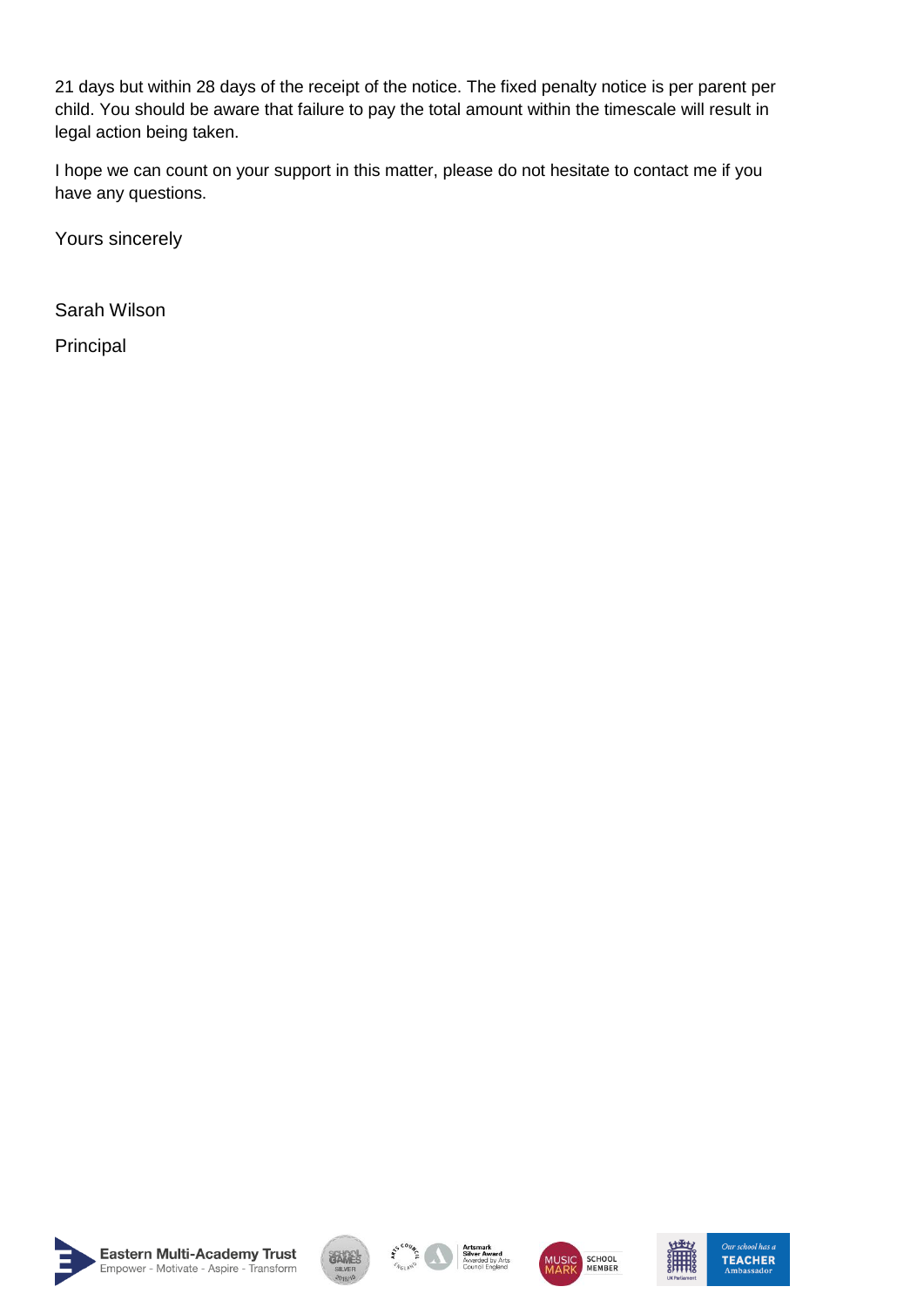21 days but within 28 days of the receipt of the notice. The fixed penalty notice is per parent per child. You should be aware that failure to pay the total amount within the timescale will result in legal action being taken.

I hope we can count on your support in this matter, please do not hesitate to contact me if you have any questions.

Yours sincerely

Sarah Wilson

Principal